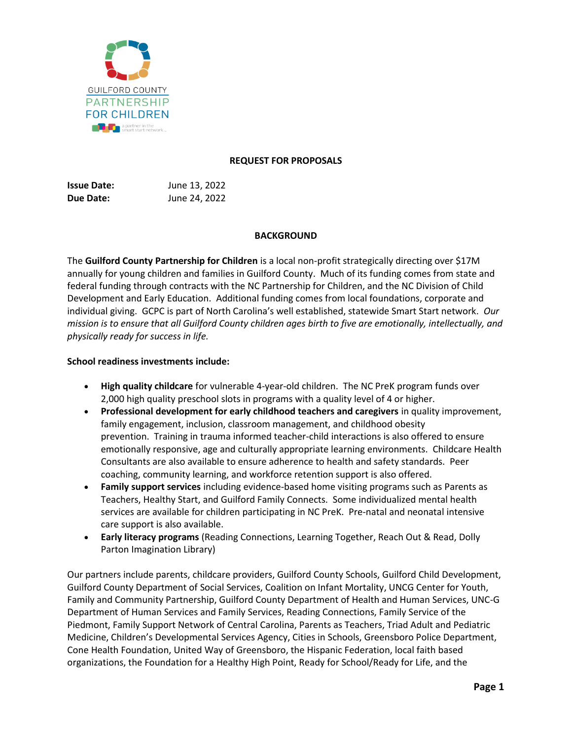**REQUEST FOR PROPOSALS**

**Issue Date:** June 13, 2022
**Due Date:** June 24, 2022

**BACKGROUND**

The **Guilford County Partnership for Children** is a local non-profit strategically directing over $17M annually for young children and families in Guilford County. Much of its funding comes from state and federal funding through contracts with the NC Partnership for Children, and the NC Division of Child Development and Early Education. Additional funding comes from local foundations, corporate and individual giving. GCPC is part of North Carolina's well established, statewide Smart Start network. *Our mission is to ensure that all Guilford County children ages birth to five are emotionally, intellectually, and physically ready for success in life.*

**School readiness investments include:**

- **High quality childcare** for vulnerable 4-year-old children. The NC PreK program funds over 2,000 high quality preschool slots in programs with a quality level of 4 or higher.
- **Professional development for early childhood teachers and caregivers** in quality improvement, family engagement, inclusion, classroom management, and childhood obesity prevention. Training in trauma informed teacher-child interactions is also offered to ensure emotionally responsive, age and culturally appropriate learning environments. Childcare Health Consultants are also available to ensure adherence to health and safety standards. Peer coaching, community learning, and workforce retention support is also offered.
- **Family support services** including evidence-based home visiting programs such as Parents as Teachers, Healthy Start, and Guilford Family Connects. Some individualized mental health services are available for children participating in NC PreK. Pre-natal and neonatal intensive care support is also available.
- **Early literacy programs** (Reading Connections, Learning Together, Reach Out & Read, Dolly Parton Imagination Library)

Our partners include parents, childcare providers, Guilford County Schools, Guilford Child Development, Guilford County Department of Social Services, Coalition on Infant Mortality, UNCG Center for Youth, Family and Community Partnership, Guilford County Department of Health and Human Services, UNC-G Department of Human Services and Family Services, Reading Connections, Family Service of the Piedmont, Family Support Network of Central Carolina, Parents as Teachers, Triad Adult and Pediatric Medicine, Children's Developmental Services Agency, Cities in Schools, Greensboro Police Department, Cone Health Foundation, United Way of Greensboro, the Hispanic Federation, local faith based organizations, the Foundation for a Healthy High Point, Ready for School/Ready for Life, and the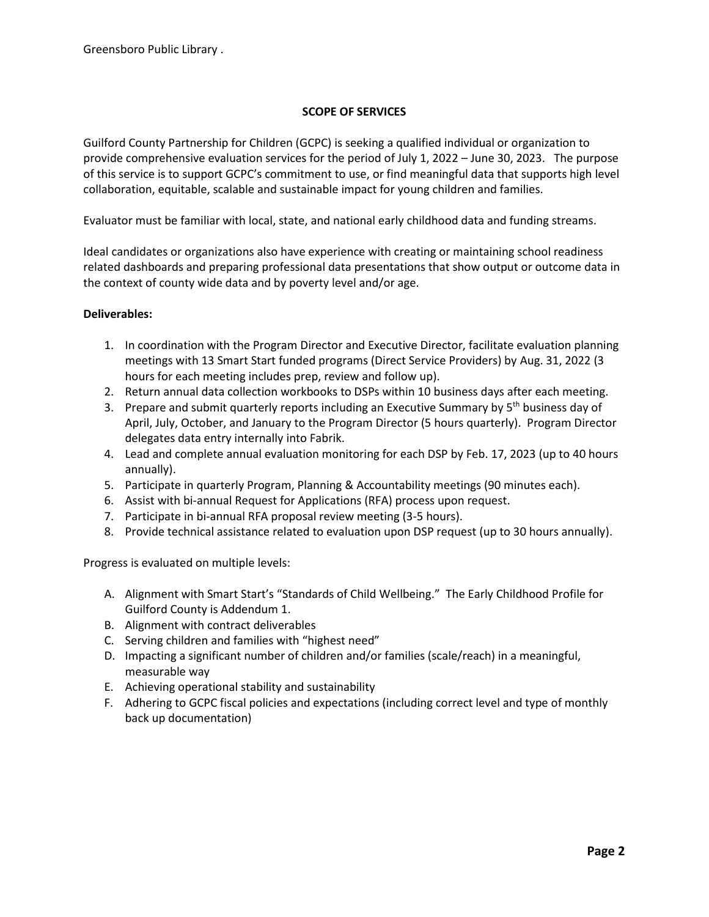Greensboro Public Library .

## SCOPE OF SERVICES

Guilford County Partnership for Children (GCPC) is seeking a qualified individual or organization to provide comprehensive evaluation services for the period of July 1, 2022 – June 30, 2023. The purpose of this service is to support GCPC's commitment to use, or find meaningful data that supports high level collaboration, equitable, scalable and sustainable impact for young children and families.

Evaluator must be familiar with local, state, and national early childhood data and funding streams.

Ideal candidates or organizations also have experience with creating or maintaining school readiness related dashboards and preparing professional data presentations that show output or outcome data in the context of county wide data and by poverty level and/or age.

**Deliverables:**

1. In coordination with the Program Director and Executive Director, facilitate evaluation planning meetings with 13 Smart Start funded programs (Direct Service Providers) by Aug. 31, 2022 (3 hours for each meeting includes prep, review and follow up).
2. Return annual data collection workbooks to DSPs within 10 business days after each meeting.
3. Prepare and submit quarterly reports including an Executive Summary by 5th business day of April, July, October, and January to the Program Director (5 hours quarterly). Program Director delegates data entry internally into Fabrik.
4. Lead and complete annual evaluation monitoring for each DSP by Feb. 17, 2023 (up to 40 hours annually).
5. Participate in quarterly Program, Planning & Accountability meetings (90 minutes each).
6. Assist with bi-annual Request for Applications (RFA) process upon request.
7. Participate in bi-annual RFA proposal review meeting (3-5 hours).
8. Provide technical assistance related to evaluation upon DSP request (up to 30 hours annually).

Progress is evaluated on multiple levels:

A. Alignment with Smart Start's "Standards of Child Wellbeing." The Early Childhood Profile for Guilford County is Addendum 1.
B. Alignment with contract deliverables
C. Serving children and families with "highest need"
D. Impacting a significant number of children and/or families (scale/reach) in a meaningful, measurable way
E. Achieving operational stability and sustainability
F. Adhering to GCPC fiscal policies and expectations (including correct level and type of monthly back up documentation)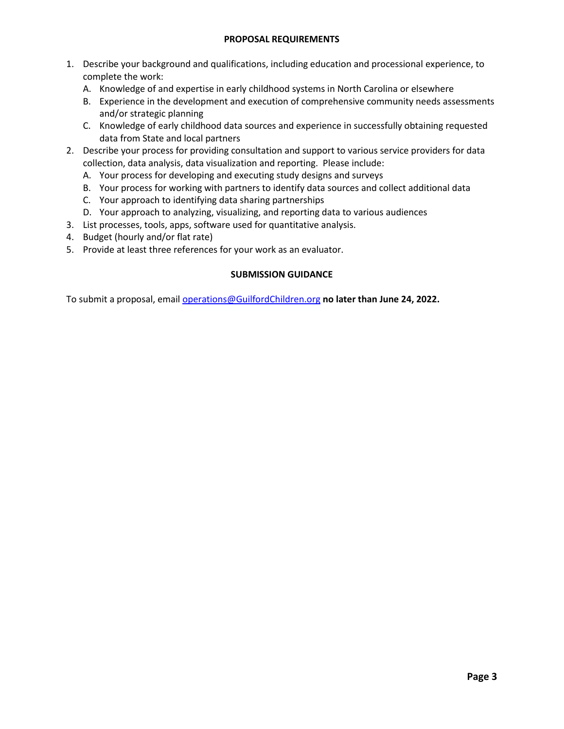## PROPOSAL REQUIREMENTS

1. Describe your background and qualifications, including education and processional experience, to complete the work:
   A. Knowledge of and expertise in early childhood systems in North Carolina or elsewhere
   B. Experience in the development and execution of comprehensive community needs assessments and/or strategic planning
   C. Knowledge of early childhood data sources and experience in successfully obtaining requested data from State and local partners
2. Describe your process for providing consultation and support to various service providers for data collection, data analysis, data visualization and reporting. Please include:
   A. Your process for developing and executing study designs and surveys
   B. Your process for working with partners to identify data sources and collect additional data
   C. Your approach to identifying data sharing partnerships
   D. Your approach to analyzing, visualizing, and reporting data to various audiences
3. List processes, tools, apps, software used for quantitative analysis.
4. Budget (hourly and/or flat rate)
5. Provide at least three references for your work as an evaluator.

## SUBMISSION GUIDANCE

To submit a proposal, email operations@GuilfordChildren.org **no later than June 24, 2022.**